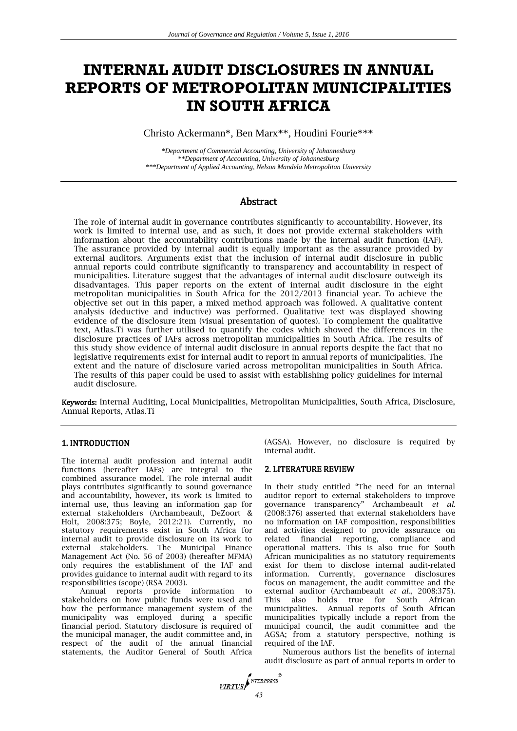# INTERNAL AUDIT DISCLOSURES IN ANNUAL REPORTS OF METROPOLITAN MUNICIPALITIES IN SOUTH AFRICA

Christo Ackermann*, Ben Marx**, Houdini Fourie***

*Department of Commercial Accounting, University of Johannesburg
**Department of Accounting, University of Johannesburg
***Department of Applied Accounting, Nelson Mandela Metropolitan University

## Abstract

The role of internal audit in governance contributes significantly to accountability. However, its work is limited to internal use, and as such, it does not provide external stakeholders with information about the accountability contributions made by the internal audit function (IAF). The assurance provided by internal audit is equally important as the assurance provided by external auditors. Arguments exist that the inclusion of internal audit disclosure in public annual reports could contribute significantly to transparency and accountability in respect of municipalities. Literature suggest that the advantages of internal audit disclosure outweigh its disadvantages. This paper reports on the extent of internal audit disclosure in the eight metropolitan municipalities in South Africa for the 2012/2013 financial year. To achieve the objective set out in this paper, a mixed method approach was followed. A qualitative content analysis (deductive and inductive) was performed. Qualitative text was displayed showing evidence of the disclosure item (visual presentation of quotes). To complement the qualitative text, Atlas.Ti was further utilised to quantify the codes which showed the differences in the disclosure practices of IAFs across metropolitan municipalities in South Africa. The results of this study show evidence of internal audit disclosure in annual reports despite the fact that no legislative requirements exist for internal audit to report in annual reports of municipalities. The extent and the nature of disclosure varied across metropolitan municipalities in South Africa. The results of this paper could be used to assist with establishing policy guidelines for internal audit disclosure.

**Keywords:** Internal Auditing, Local Municipalities, Metropolitan Municipalities, South Africa, Disclosure, Annual Reports, Atlas.Ti

## 1. INTRODUCTION

The internal audit profession and internal audit functions (hereafter IAFs) are integral to the combined assurance model. The role internal audit plays contributes significantly to sound governance and accountability, however, its work is limited to internal use, thus leaving an information gap for external stakeholders (Archambeault, DeZoort & Holt, 2008:375; Boyle, 2012:21). Currently, no statutory requirements exist in South Africa for internal audit to provide disclosure on its work to external stakeholders. The Municipal Finance Management Act (No. 56 of 2003) (hereafter MFMA) only requires the establishment of the IAF and provides guidance to internal audit with regard to its responsibilities (scope) (RSA 2003).

Annual reports provide information to stakeholders on how public funds were used and how the performance management system of the municipality was employed during a specific financial period. Statutory disclosure is required of the municipal manager, the audit committee and, in respect of the audit of the annual financial statements, the Auditor General of South Africa (AGSA). However, no disclosure is required by internal audit.

## 2. LITERATURE REVIEW

In their study entitled "The need for an internal auditor report to external stakeholders to improve governance transparency" Archambeault *et al.* (2008:376) asserted that external stakeholders have no information on IAF composition, responsibilities and activities designed to provide assurance on related financial reporting, compliance and operational matters. This is also true for South African municipalities as no statutory requirements exist for them to disclose internal audit-related information. Currently, governance disclosures focus on management, the audit committee and the external auditor (Archambeault *et al.*, 2008:375). This also holds true for South African municipalities. Annual reports of South African municipalities typically include a report from the municipal council, the audit committee and the AGSA; from a statutory perspective, nothing is required of the IAF.

Numerous authors list the benefits of internal audit disclosure as part of annual reports in order to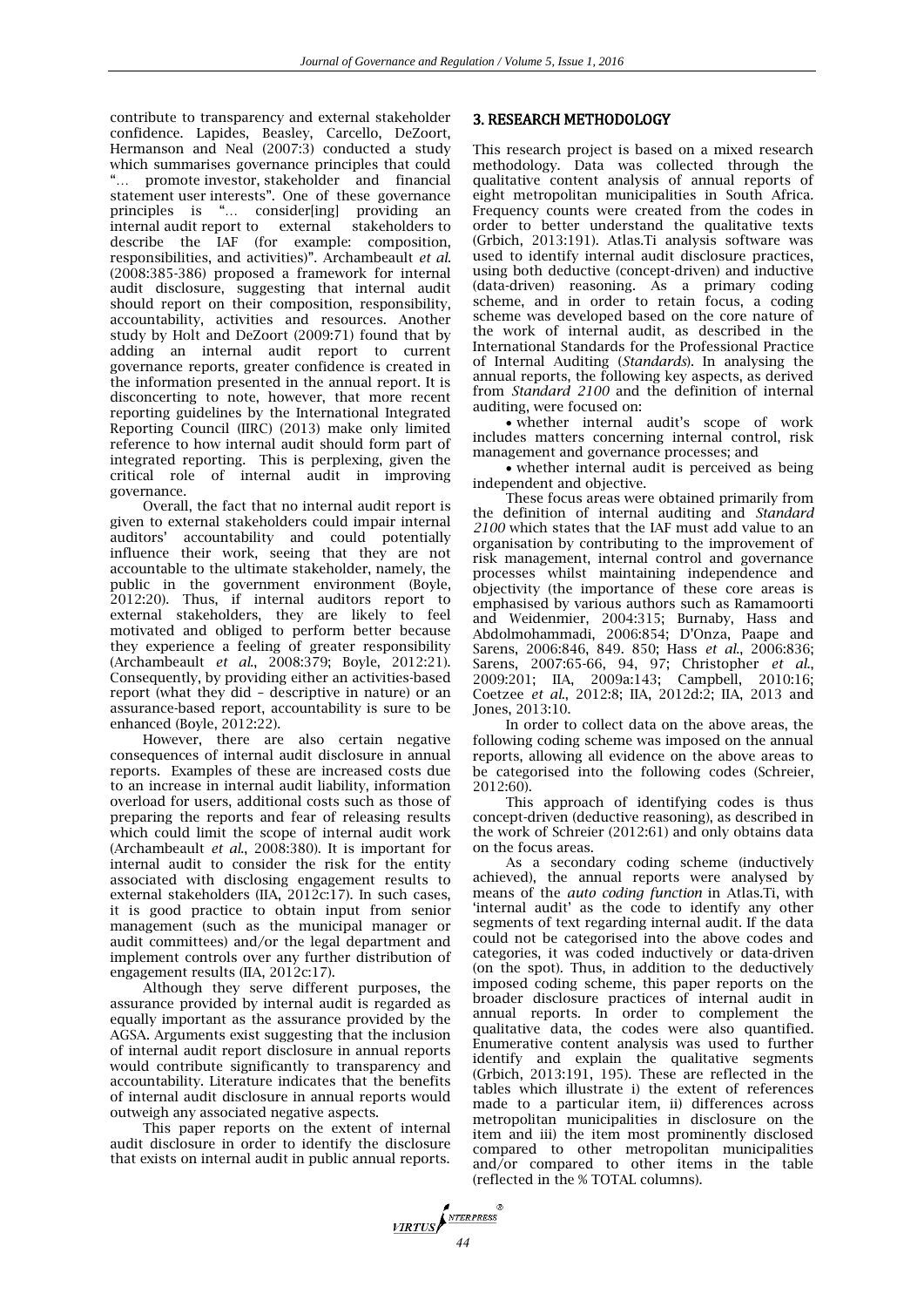contribute to transparency and external stakeholder confidence. Lapides, Beasley, Carcello, DeZoort, Hermanson and Neal (2007:3) conducted a study which summarises governance principles that could "… promote investor, stakeholder and financial statement user interests". One of these governance principles is "… consider[ing] providing an internal audit report to external stakeholders to describe the IAF (for example: composition, responsibilities, and activities)". Archambeault *et al.* (2008:385-386) proposed a framework for internal audit disclosure, suggesting that internal audit should report on their composition, responsibility, accountability, activities and resources. Another study by Holt and DeZoort (2009:71) found that by adding an internal audit report to current governance reports, greater confidence is created in the information presented in the annual report. It is disconcerting to note, however, that more recent reporting guidelines by the International Integrated Reporting Council (IIRC) (2013) make only limited reference to how internal audit should form part of integrated reporting. This is perplexing, given the critical role of internal audit in improving governance.

Overall, the fact that no internal audit report is given to external stakeholders could impair internal auditors' accountability and could potentially influence their work, seeing that they are not accountable to the ultimate stakeholder, namely, the public in the government environment (Boyle, 2012:20). Thus, if internal auditors report to external stakeholders, they are likely to feel motivated and obliged to perform better because they experience a feeling of greater responsibility (Archambeault *et al.*, 2008:379; Boyle, 2012:21). Consequently, by providing either an activities-based report (what they did – descriptive in nature) or an assurance-based report, accountability is sure to be enhanced (Boyle, 2012:22).

However, there are also certain negative consequences of internal audit disclosure in annual reports. Examples of these are increased costs due to an increase in internal audit liability, information overload for users, additional costs such as those of preparing the reports and fear of releasing results which could limit the scope of internal audit work (Archambeault *et al.*, 2008:380). It is important for internal audit to consider the risk for the entity associated with disclosing engagement results to external stakeholders (IIA, 2012c:17). In such cases, it is good practice to obtain input from senior management (such as the municipal manager or audit committees) and/or the legal department and implement controls over any further distribution of engagement results (IIA, 2012c:17).

Although they serve different purposes, the assurance provided by internal audit is regarded as equally important as the assurance provided by the AGSA. Arguments exist suggesting that the inclusion of internal audit report disclosure in annual reports would contribute significantly to transparency and accountability. Literature indicates that the benefits of internal audit disclosure in annual reports would outweigh any associated negative aspects.

This paper reports on the extent of internal audit disclosure in order to identify the disclosure that exists on internal audit in public annual reports.

## 3. RESEARCH METHODOLOGY

This research project is based on a mixed research methodology. Data was collected through the qualitative content analysis of annual reports of eight metropolitan municipalities in South Africa. Frequency counts were created from the codes in order to better understand the qualitative texts (Grbich, 2013:191). Atlas.Ti analysis software was used to identify internal audit disclosure practices, using both deductive (concept-driven) and inductive (data-driven) reasoning. As a primary coding scheme, and in order to retain focus, a coding scheme was developed based on the core nature of the work of internal audit, as described in the International Standards for the Professional Practice of Internal Auditing (*Standards*). In analysing the annual reports, the following key aspects, as derived from *Standard 2100* and the definition of internal auditing, were focused on:

- whether internal audit's scope of work includes matters concerning internal control, risk management and governance processes; and
- whether internal audit is perceived as being independent and objective.

These focus areas were obtained primarily from the definition of internal auditing and *Standard 2100* which states that the IAF must add value to an organisation by contributing to the improvement of risk management, internal control and governance processes whilst maintaining independence and objectivity (the importance of these core areas is emphasised by various authors such as Ramamoorti and Weidenmier, 2004:315; Burnaby, Hass and Abdolmohammadi, 2006:854; D'Onza, Paape and Sarens, 2006:846, 849. 850; Hass *et al.*, 2006:836; Sarens, 2007:65-66, 94, 97; Christopher *et al.*, 2009:201; IIA, 2009a:143; Campbell, 2010:16; Coetzee *et al.*, 2012:8; IIA, 2012d:2; IIA, 2013 and Jones, 2013:10.

In order to collect data on the above areas, the following coding scheme was imposed on the annual reports, allowing all evidence on the above areas to be categorised into the following codes (Schreier, 2012:60).

This approach of identifying codes is thus concept-driven (deductive reasoning), as described in the work of Schreier (2012:61) and only obtains data on the focus areas.

As a secondary coding scheme (inductively achieved), the annual reports were analysed by means of the *auto coding function* in Atlas.Ti, with 'internal audit' as the code to identify any other segments of text regarding internal audit. If the data could not be categorised into the above codes and categories, it was coded inductively or data-driven (on the spot). Thus, in addition to the deductively imposed coding scheme, this paper reports on the broader disclosure practices of internal audit in annual reports. In order to complement the qualitative data, the codes were also quantified. Enumerative content analysis was used to further identify and explain the qualitative segments (Grbich, 2013:191, 195). These are reflected in the tables which illustrate i) the extent of references made to a particular item, ii) differences across metropolitan municipalities in disclosure on the item and iii) the item most prominently disclosed compared to other metropolitan municipalities and/or compared to other items in the table (reflected in the % TOTAL columns).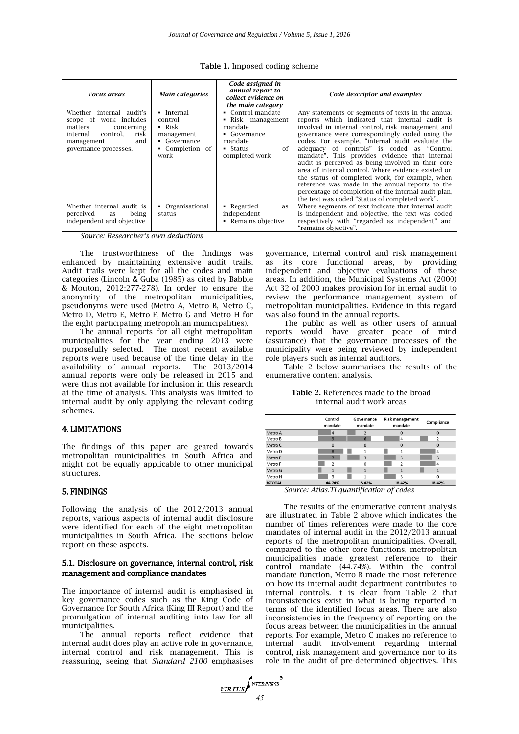**Table 1.** Imposed coding scheme

| *Focus areas* | *Main categories* | *Code assigned in annual report to collect evidence on the main category* | *Code descriptor and examples* |
|---|---|---|---|
| Whether internal audit's scope of work includes matters concerning internal control, risk management and governance processes. | ▪ Internal control<br>▪ Risk management<br>▪ Governance<br>▪ Completion of work | ▪ Control mandate<br>▪ Risk management mandate<br>▪ Governance mandate<br>▪ Status of completed work | Any statements or segments of texts in the annual reports which indicated that internal audit is involved in internal control, risk management and governance were correspondingly coded using the codes. For example, "internal audit evaluate the adequacy of controls" is coded as "Control mandate". This provides evidence that internal audit is perceived as being involved in their core area of internal control. Where evidence existed on the status of completed work, for example, when reference was made in the annual reports to the percentage of completion of the internal audit plan, the text was coded "Status of completed work". |
| Whether internal audit is perceived as being independent and objective | ▪ Organisational status | ▪ Regarded as independent<br>▪ Remains objective | Where segments of text indicate that internal audit is independent and objective, the text was coded respectively with "regarded as independent" and "remains objective". |

*Source: Researcher's own deductions*

The trustworthiness of the findings was enhanced by maintaining extensive audit trails. Audit trails were kept for all the codes and main categories (Lincoln & Guba (1985) as cited by Babbie & Mouton, 2012:277-278). In order to ensure the anonymity of the metropolitan municipalities, pseudonyms were used (Metro A, Metro B, Metro C, Metro D, Metro E, Metro F, Metro G and Metro H for the eight participating metropolitan municipalities).

The annual reports for all eight metropolitan municipalities for the year ending 2013 were purposefully selected. The most recent available reports were used because of the time delay in the availability of annual reports. The 2013/2014 annual reports were only be released in 2015 and were thus not available for inclusion in this research at the time of analysis. This analysis was limited to internal audit by only applying the relevant coding schemes.

## 4. LIMITATIONS

The findings of this paper are geared towards metropolitan municipalities in South Africa and might not be equally applicable to other municipal structures.

## 5. FINDINGS

Following the analysis of the 2012/2013 annual reports, various aspects of internal audit disclosure were identified for each of the eight metropolitan municipalities in South Africa. The sections below report on these aspects.

### 5.1. Disclosure on governance, internal control, risk management and compliance mandates

The importance of internal audit is emphasised in key governance codes such as the King Code of Governance for South Africa (King III Report) and the promulgation of internal auditing into law for all municipalities.

The annual reports reflect evidence that internal audit does play an active role in governance, internal control and risk management. This is reassuring, seeing that *Standard 2100* emphasises governance, internal control and risk management as its core functional areas, by providing independent and objective evaluations of these areas. In addition, the Municipal Systems Act (2000) Act 32 of 2000 makes provision for internal audit to review the performance management system of metropolitan municipalities. Evidence in this regard was also found in the annual reports.

The public as well as other users of annual reports would have greater peace of mind (assurance) that the governance processes of the municipality were being reviewed by independent role players such as internal auditors.

Table 2 below summarises the results of the enumerative content analysis.

**Table 2.** References made to the broad internal audit work areas

| | Control mandate | Governance mandate | Risk management mandate | Compliance |
|---|---|---|---|---|
| Metro A | 4 | 2 | 0 | 0 |
| Metro B | 9 | 6 | 4 | 2 |
| Metro C | 0 | 0 | 0 | 0 |
| Metro D | 8 | 1 | 1 | 4 |
| Metro E | 7 | 3 | 3 | 3 |
| Metro F | 2 | 0 | 2 | 4 |
| Metro G | 1 | 1 | 1 | 1 |
| Metro H | 3 | 1 | 3 | 0 |
| %TOTAL | 44.74% | 18.42% | 18.42% | 18.42% |

*Source: Atlas.Ti quantification of codes*

The results of the enumerative content analysis are illustrated in Table 2 above which indicates the number of times references were made to the core mandates of internal audit in the 2012/2013 annual reports of the metropolitan municipalities. Overall, compared to the other core functions, metropolitan municipalities made greatest reference to their control mandate (44.74%). Within the control mandate function, Metro B made the most reference on how its internal audit department contributes to internal controls. It is clear from Table 2 that inconsistencies exist in what is being reported in terms of the identified focus areas. There are also inconsistencies in the frequency of reporting on the focus areas between the municipalities in the annual reports. For example, Metro C makes no reference to internal audit involvement regarding internal control, risk management and governance nor to its role in the audit of pre-determined objectives. This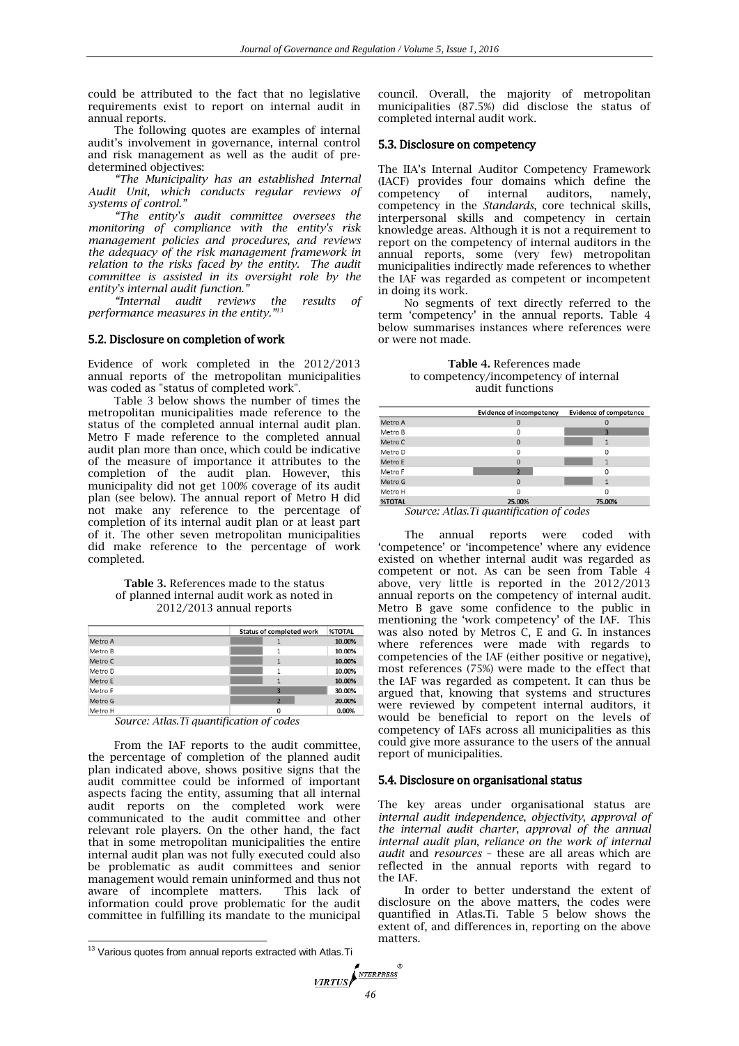could be attributed to the fact that no legislative requirements exist to report on internal audit in annual reports.

The following quotes are examples of internal audit's involvement in governance, internal control and risk management as well as the audit of pre-determined objectives:

*"The Municipality has an established Internal Audit Unit, which conducts regular reviews of systems of control."*

*"The entity's audit committee oversees the monitoring of compliance with the entity's risk management policies and procedures, and reviews the adequacy of the risk management framework in relation to the risks faced by the entity. The audit committee is assisted in its oversight role by the entity's internal audit function."*

*"Internal audit reviews the results of performance measures in the entity."*[13]

### 5.2. Disclosure on completion of work

Evidence of work completed in the 2012/2013 annual reports of the metropolitan municipalities was coded as "status of completed work".

Table 3 below shows the number of times the metropolitan municipalities made reference to the status of the completed annual internal audit plan. Metro F made reference to the completed annual audit plan more than once, which could be indicative of the measure of importance it attributes to the completion of the audit plan. However, this municipality did not get 100% coverage of its audit plan (see below). The annual report of Metro H did not make any reference to the percentage of completion of its internal audit plan or at least part of it. The other seven metropolitan municipalities did make reference to the percentage of work completed.

**Table 3.** References made to the status of planned internal audit work as noted in 2012/2013 annual reports

| | Status of completed work | %TOTAL |
|---|---|---|
| Metro A | 1 | 10.00% |
| Metro B | 1 | 10.00% |
| Metro C | 1 | 10.00% |
| Metro D | 1 | 10.00% |
| Metro E | 1 | 10.00% |
| Metro F | 3 | 30.00% |
| Metro G | 2 | 20.00% |
| Metro H | 0 | 0.00% |

*Source: Atlas.Ti quantification of codes*

From the IAF reports to the audit committee, the percentage of completion of the planned audit plan indicated above, shows positive signs that the audit committee could be informed of important aspects facing the entity, assuming that all internal audit reports on the completed work were communicated to the audit committee and other relevant role players. On the other hand, the fact that in some metropolitan municipalities the entire internal audit plan was not fully executed could also be problematic as audit committees and senior management would remain uninformed and thus not aware of incomplete matters. This lack of information could prove problematic for the audit committee in fulfilling its mandate to the municipal council. Overall, the majority of metropolitan municipalities (87.5%) did disclose the status of completed internal audit work.

### 5.3. Disclosure on competency

The IIA's Internal Auditor Competency Framework (IACF) provides four domains which define the competency of internal auditors, namely, competency in the *Standards*, core technical skills, interpersonal skills and competency in certain knowledge areas. Although it is not a requirement to report on the competency of internal auditors in the annual reports, some (very few) metropolitan municipalities indirectly made references to whether the IAF was regarded as competent or incompetent in doing its work.

No segments of text directly referred to the term 'competency' in the annual reports. Table 4 below summarises instances where references were or were not made.

**Table 4.** References made to competency/incompetency of internal audit functions

| | Evidence of incompetency | Evidence of competence |
|---|---|---|
| Metro A | 0 | 0 |
| Metro B | 0 | 3 |
| Metro C | 0 | 1 |
| Metro D | 0 | 0 |
| Metro E | 0 | 1 |
| Metro F | 2 | 0 |
| Metro G | 0 | 1 |
| Metro H | 0 | 0 |
| %TOTAL | 25.00% | 75.00% |

*Source: Atlas.Ti quantification of codes*

The annual reports were coded with 'competence' or 'incompetence' where any evidence existed on whether internal audit was regarded as competent or not. As can be seen from Table 4 above, very little is reported in the 2012/2013 annual reports on the competency of internal audit. Metro B gave some confidence to the public in mentioning the 'work competency' of the IAF. This was also noted by Metros C, E and G. In instances where references were made with regards to competencies of the IAF (either positive or negative), most references (75%) were made to the effect that the IAF was regarded as competent. It can thus be argued that, knowing that systems and structures were reviewed by competent internal auditors, it would be beneficial to report on the levels of competency of IAFs across all municipalities as this could give more assurance to the users of the annual report of municipalities.

### 5.4. Disclosure on organisational status

The key areas under organisational status are *internal audit independence*, *objectivity*, *approval of the internal audit charter*, *approval of the annual internal audit plan*, *reliance on the work of internal audit* and *resources* – these are all areas which are reflected in the annual reports with regard to the IAF.

In order to better understand the extent of disclosure on the above matters, the codes were quantified in Atlas.Ti. Table 5 below shows the extent of, and differences in, reporting on the above matters.

[13] Various quotes from annual reports extracted with Atlas.Ti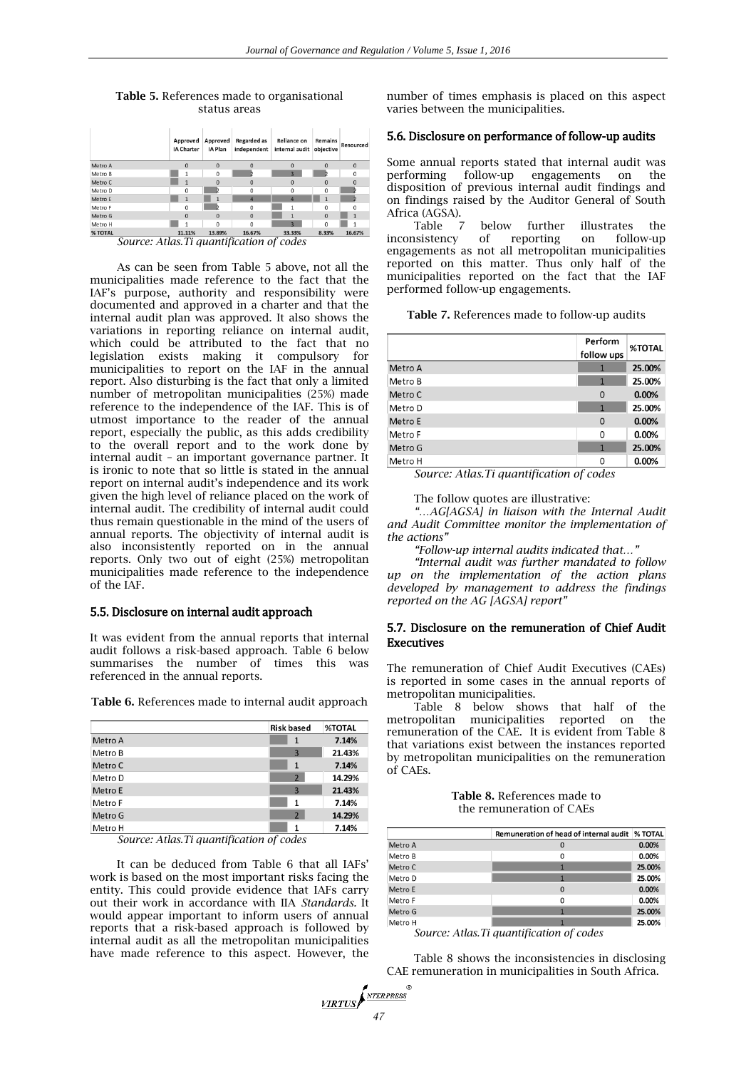**Table 5.** References made to organisational status areas

| | Approved IA Charter | Approved IA Plan | Regarded as independent | Reliance on internal audit | Remains objective | Resourced |
|---|---|---|---|---|---|---|
| Metro A | 0 | 0 | 0 | 0 | 0 | 0 |
| Metro B | 1 | 0 | 2 | 3 | 2 | 0 |
| Metro C | 1 | 0 | 0 | 0 | 0 | 0 |
| Metro D | 0 | 2 | 0 | 0 | 0 | 2 |
| Metro E | 1 | 1 | 4 | 4 | 1 | 2 |
| Metro F | 0 | 2 | 0 | 1 | 0 | 0 |
| Metro G | 0 | 0 | 0 | 1 | 0 | 1 |
| Metro H | 1 | 0 | 0 | 3 | 0 | 1 |
| % TOTAL | 11.11% | 13.89% | 16.67% | 33.33% | 8.33% | 16.67% |

*Source: Atlas.Ti quantification of codes*

As can be seen from Table 5 above, not all the municipalities made reference to the fact that the IAF's purpose, authority and responsibility were documented and approved in a charter and that the internal audit plan was approved. It also shows the variations in reporting reliance on internal audit, which could be attributed to the fact that no legislation exists making it compulsory for municipalities to report on the IAF in the annual report. Also disturbing is the fact that only a limited number of metropolitan municipalities (25%) made reference to the independence of the IAF. This is of utmost importance to the reader of the annual report, especially the public, as this adds credibility to the overall report and to the work done by internal audit – an important governance partner. It is ironic to note that so little is stated in the annual report on internal audit's independence and its work given the high level of reliance placed on the work of internal audit. The credibility of internal audit could thus remain questionable in the mind of the users of annual reports. The objectivity of internal audit is also inconsistently reported on in the annual reports. Only two out of eight (25%) metropolitan municipalities made reference to the independence of the IAF.

### 5.5. Disclosure on internal audit approach

It was evident from the annual reports that internal audit follows a risk-based approach. Table 6 below summarises the number of times this was referenced in the annual reports.

**Table 6.** References made to internal audit approach

| | Risk based | %TOTAL |
|---|---|---|
| Metro A | 1 | 7.14% |
| Metro B | 3 | 21.43% |
| Metro C | 1 | 7.14% |
| Metro D | 2 | 14.29% |
| Metro E | 3 | 21.43% |
| Metro F | 1 | 7.14% |
| Metro G | 2 | 14.29% |
| Metro H | 1 | 7.14% |

*Source: Atlas.Ti quantification of codes*

It can be deduced from Table 6 that all IAFs' work is based on the most important risks facing the entity. This could provide evidence that IAFs carry out their work in accordance with IIA *Standards*. It would appear important to inform users of annual reports that a risk-based approach is followed by internal audit as all the metropolitan municipalities have made reference to this aspect. However, the number of times emphasis is placed on this aspect varies between the municipalities.

### 5.6. Disclosure on performance of follow-up audits

Some annual reports stated that internal audit was performing follow-up engagements on the disposition of previous internal audit findings and on findings raised by the Auditor General of South Africa (AGSA).

Table 7 below further illustrates the inconsistency of reporting on follow-up engagements as not all metropolitan municipalities reported on this matter. Thus only half of the municipalities reported on the fact that the IAF performed follow-up engagements.

**Table 7.** References made to follow-up audits

| | Perform follow ups | %TOTAL |
|---|---|---|
| Metro A | 1 | 25.00% |
| Metro B | 1 | 25.00% |
| Metro C | 0 | 0.00% |
| Metro D | 1 | 25.00% |
| Metro E | 0 | 0.00% |
| Metro F | 0 | 0.00% |
| Metro G | 1 | 25.00% |
| Metro H | 0 | 0.00% |

*Source: Atlas.Ti quantification of codes*

The follow quotes are illustrative:

*"…AG[AGSA] in liaison with the Internal Audit and Audit Committee monitor the implementation of the actions"*

*"Follow-up internal audits indicated that…"*

*"Internal audit was further mandated to follow up on the implementation of the action plans developed by management to address the findings reported on the AG [AGSA] report"*

### 5.7. Disclosure on the remuneration of Chief Audit Executives

The remuneration of Chief Audit Executives (CAEs) is reported in some cases in the annual reports of metropolitan municipalities.

Table 8 below shows that half of the metropolitan municipalities reported on the remuneration of the CAE. It is evident from Table 8 that variations exist between the instances reported by metropolitan municipalities on the remuneration of CAEs.

**Table 8.** References made to the remuneration of CAEs

| | Remuneration of head of internal audit | % TOTAL |
|---|---|---|
| Metro A | 0 | 0.00% |
| Metro B | 0 | 0.00% |
| Metro C | 1 | 25.00% |
| Metro D | 1 | 25.00% |
| Metro E | 0 | 0.00% |
| Metro F | 0 | 0.00% |
| Metro G | 1 | 25.00% |
| Metro H | 1 | 25.00% |

*Source: Atlas.Ti quantification of codes*

Table 8 shows the inconsistencies in disclosing CAE remuneration in municipalities in South Africa.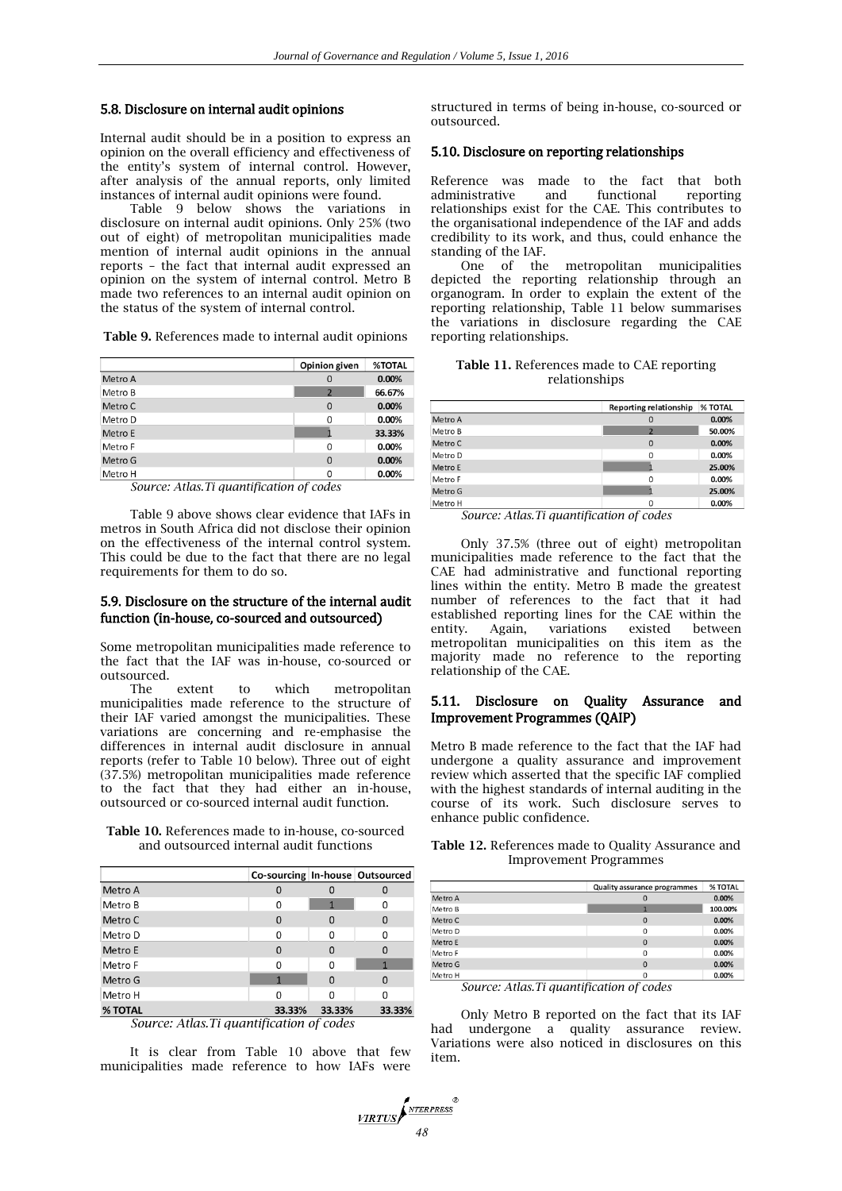### 5.8. Disclosure on internal audit opinions

Internal audit should be in a position to express an opinion on the overall efficiency and effectiveness of the entity's system of internal control. However, after analysis of the annual reports, only limited instances of internal audit opinions were found.

Table 9 below shows the variations in disclosure on internal audit opinions. Only 25% (two out of eight) of metropolitan municipalities made mention of internal audit opinions in the annual reports – the fact that internal audit expressed an opinion on the system of internal control. Metro B made two references to an internal audit opinion on the status of the system of internal control.

**Table 9.** References made to internal audit opinions

| | Opinion given | %TOTAL |
|---|---|---|
| Metro A | 0 | 0.00% |
| Metro B | 2 | 66.67% |
| Metro C | 0 | 0.00% |
| Metro D | 0 | 0.00% |
| Metro E | 1 | 33.33% |
| Metro F | 0 | 0.00% |
| Metro G | 0 | 0.00% |
| Metro H | 0 | 0.00% |

*Source: Atlas.Ti quantification of codes*

Table 9 above shows clear evidence that IAFs in metros in South Africa did not disclose their opinion on the effectiveness of the internal control system. This could be due to the fact that there are no legal requirements for them to do so.

### 5.9. Disclosure on the structure of the internal audit function (in-house, co-sourced and outsourced)

Some metropolitan municipalities made reference to the fact that the IAF was in-house, co-sourced or outsourced.

The extent to which metropolitan municipalities made reference to the structure of their IAF varied amongst the municipalities. These variations are concerning and re-emphasise the differences in internal audit disclosure in annual reports (refer to Table 10 below). Three out of eight (37.5%) metropolitan municipalities made reference to the fact that they had either an in-house, outsourced or co-sourced internal audit function.

**Table 10.** References made to in-house, co-sourced and outsourced internal audit functions

| | Co-sourcing | In-house | Outsourced |
|---|---|---|---|
| Metro A | 0 | 0 | 0 |
| Metro B | 0 | 1 | 0 |
| Metro C | 0 | 0 | 0 |
| Metro D | 0 | 0 | 0 |
| Metro E | 0 | 0 | 0 |
| Metro F | 0 | 0 | 1 |
| Metro G | 1 | 0 | 0 |
| Metro H | 0 | 0 | 0 |
| % TOTAL | 33.33% | 33.33% | 33.33% |

*Source: Atlas.Ti quantification of codes*

It is clear from Table 10 above that few municipalities made reference to how IAFs were structured in terms of being in-house, co-sourced or outsourced.

### 5.10. Disclosure on reporting relationships

Reference was made to the fact that both administrative and functional reporting relationships exist for the CAE. This contributes to the organisational independence of the IAF and adds credibility to its work, and thus, could enhance the standing of the IAF.

One of the metropolitan municipalities depicted the reporting relationship through an organogram. In order to explain the extent of the reporting relationship, Table 11 below summarises the variations in disclosure regarding the CAE reporting relationships.

**Table 11.** References made to CAE reporting relationships

| | Reporting relationship | % TOTAL |
|---|---|---|
| Metro A | 0 | 0.00% |
| Metro B | 2 | 50.00% |
| Metro C | 0 | 0.00% |
| Metro D | 0 | 0.00% |
| Metro E | 1 | 25.00% |
| Metro F | 0 | 0.00% |
| Metro G | 1 | 25.00% |
| Metro H | 0 | 0.00% |

*Source: Atlas.Ti quantification of codes*

Only 37.5% (three out of eight) metropolitan municipalities made reference to the fact that the CAE had administrative and functional reporting lines within the entity. Metro B made the greatest number of references to the fact that it had established reporting lines for the CAE within the entity. Again, variations existed between metropolitan municipalities on this item as the majority made no reference to the reporting relationship of the CAE.

### 5.11. Disclosure on Quality Assurance and Improvement Programmes (QAIP)

Metro B made reference to the fact that the IAF had undergone a quality assurance and improvement review which asserted that the specific IAF complied with the highest standards of internal auditing in the course of its work. Such disclosure serves to enhance public confidence.

**Table 12.** References made to Quality Assurance and Improvement Programmes

| | Quality assurance programmes | % TOTAL |
|---|---|---|
| Metro A | 0 | 0.00% |
| Metro B | 1 | 100.00% |
| Metro C | 0 | 0.00% |
| Metro D | 0 | 0.00% |
| Metro E | 0 | 0.00% |
| Metro F | 0 | 0.00% |
| Metro G | 0 | 0.00% |
| Metro H | 0 | 0.00% |

*Source: Atlas.Ti quantification of codes*

Only Metro B reported on the fact that its IAF had undergone a quality assurance review. Variations were also noticed in disclosures on this item.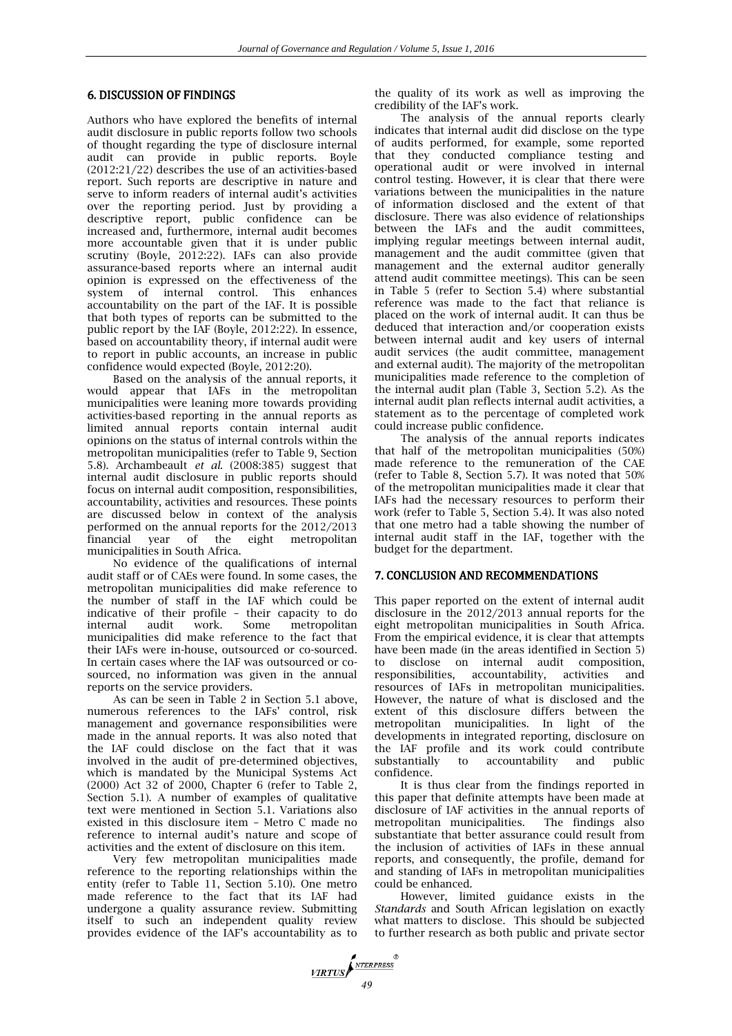## 6. DISCUSSION OF FINDINGS

Authors who have explored the benefits of internal audit disclosure in public reports follow two schools of thought regarding the type of disclosure internal audit can provide in public reports. Boyle (2012:21/22) describes the use of an activities-based report. Such reports are descriptive in nature and serve to inform readers of internal audit's activities over the reporting period. Just by providing a descriptive report, public confidence can be increased and, furthermore, internal audit becomes more accountable given that it is under public scrutiny (Boyle, 2012:22). IAFs can also provide assurance-based reports where an internal audit opinion is expressed on the effectiveness of the system of internal control. This enhances accountability on the part of the IAF. It is possible that both types of reports can be submitted to the public report by the IAF (Boyle, 2012:22). In essence, based on accountability theory, if internal audit were to report in public accounts, an increase in public confidence would expected (Boyle, 2012:20).

Based on the analysis of the annual reports, it would appear that IAFs in the metropolitan municipalities were leaning more towards providing activities-based reporting in the annual reports as limited annual reports contain internal audit opinions on the status of internal controls within the metropolitan municipalities (refer to Table 9, Section 5.8). Archambeault *et al.* (2008:385) suggest that internal audit disclosure in public reports should focus on internal audit composition, responsibilities, accountability, activities and resources. These points are discussed below in context of the analysis performed on the annual reports for the 2012/2013 financial year of the eight metropolitan municipalities in South Africa.

No evidence of the qualifications of internal audit staff or of CAEs were found. In some cases, the metropolitan municipalities did make reference to the number of staff in the IAF which could be indicative of their profile – their capacity to do internal audit work. Some metropolitan municipalities did make reference to the fact that their IAFs were in-house, outsourced or co-sourced. In certain cases where the IAF was outsourced or co-sourced, no information was given in the annual reports on the service providers.

As can be seen in Table 2 in Section 5.1 above, numerous references to the IAFs' control, risk management and governance responsibilities were made in the annual reports. It was also noted that the IAF could disclose on the fact that it was involved in the audit of pre-determined objectives, which is mandated by the Municipal Systems Act (2000) Act 32 of 2000, Chapter 6 (refer to Table 2, Section 5.1). A number of examples of qualitative text were mentioned in Section 5.1. Variations also existed in this disclosure item – Metro C made no reference to internal audit's nature and scope of activities and the extent of disclosure on this item.

Very few metropolitan municipalities made reference to the reporting relationships within the entity (refer to Table 11, Section 5.10). One metro made reference to the fact that its IAF had undergone a quality assurance review. Submitting itself to such an independent quality review provides evidence of the IAF's accountability as to the quality of its work as well as improving the credibility of the IAF's work.

The analysis of the annual reports clearly indicates that internal audit did disclose on the type of audits performed, for example, some reported that they conducted compliance testing and operational audit or were involved in internal control testing. However, it is clear that there were variations between the municipalities in the nature of information disclosed and the extent of that disclosure. There was also evidence of relationships between the IAFs and the audit committees, implying regular meetings between internal audit, management and the audit committee (given that management and the external auditor generally attend audit committee meetings). This can be seen in Table 5 (refer to Section 5.4) where substantial reference was made to the fact that reliance is placed on the work of internal audit. It can thus be deduced that interaction and/or cooperation exists between internal audit and key users of internal audit services (the audit committee, management and external audit). The majority of the metropolitan municipalities made reference to the completion of the internal audit plan (Table 3, Section 5.2). As the internal audit plan reflects internal audit activities, a statement as to the percentage of completed work could increase public confidence.

The analysis of the annual reports indicates that half of the metropolitan municipalities (50%) made reference to the remuneration of the CAE (refer to Table 8, Section 5.7). It was noted that 50% of the metropolitan municipalities made it clear that IAFs had the necessary resources to perform their work (refer to Table 5, Section 5.4). It was also noted that one metro had a table showing the number of internal audit staff in the IAF, together with the budget for the department.

## 7. CONCLUSION AND RECOMMENDATIONS

This paper reported on the extent of internal audit disclosure in the 2012/2013 annual reports for the eight metropolitan municipalities in South Africa. From the empirical evidence, it is clear that attempts have been made (in the areas identified in Section 5) to disclose on internal audit composition, responsibilities, accountability, activities and resources of IAFs in metropolitan municipalities. However, the nature of what is disclosed and the extent of this disclosure differs between the metropolitan municipalities. In light of the developments in integrated reporting, disclosure on the IAF profile and its work could contribute substantially to accountability and public confidence.

It is thus clear from the findings reported in this paper that definite attempts have been made at disclosure of IAF activities in the annual reports of metropolitan municipalities. The findings also substantiate that better assurance could result from the inclusion of activities of IAFs in these annual reports, and consequently, the profile, demand for and standing of IAFs in metropolitan municipalities could be enhanced.

However, limited guidance exists in the *Standards* and South African legislation on exactly what matters to disclose. This should be subjected to further research as both public and private sector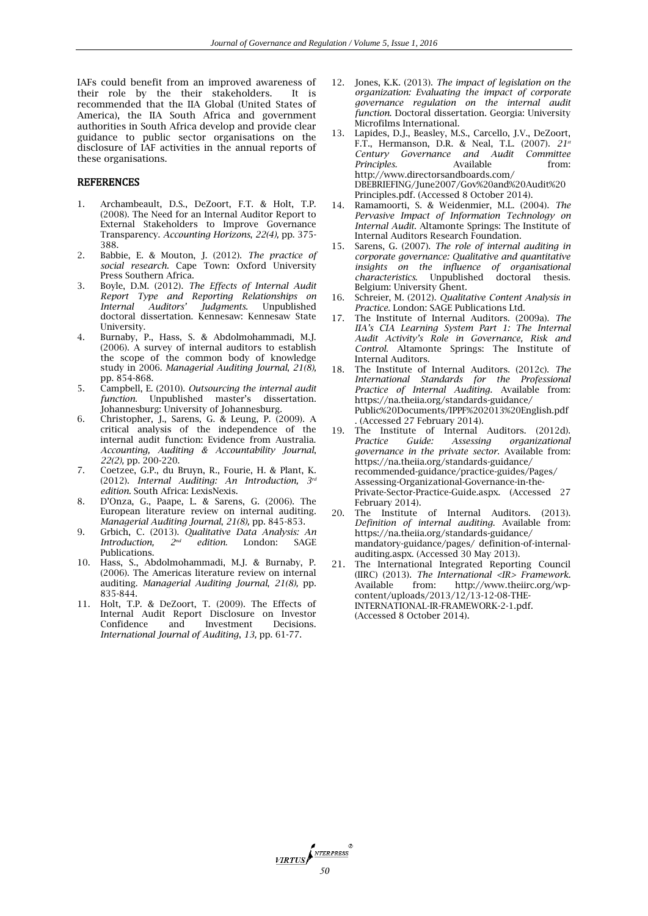IAFs could benefit from an improved awareness of their role by the their stakeholders. It is recommended that the IIA Global (United States of America), the IIA South Africa and government authorities in South Africa develop and provide clear guidance to public sector organisations on the disclosure of IAF activities in the annual reports of these organisations.

## REFERENCES

1. Archambeault, D.S., DeZoort, F.T. & Holt, T.P. (2008). The Need for an Internal Auditor Report to External Stakeholders to Improve Governance Transparency. *Accounting Horizons*, *22(4)*, pp. 375-388.
2. Babbie, E. & Mouton, J. (2012). *The practice of social research*. Cape Town: Oxford University Press Southern Africa.
3. Boyle, D.M. (2012). *The Effects of Internal Audit Report Type and Reporting Relationships on Internal Auditors' Judgments*. Unpublished doctoral dissertation. Kennesaw: Kennesaw State University.
4. Burnaby, P., Hass, S. & Abdolmohammadi, M.J. (2006). A survey of internal auditors to establish the scope of the common body of knowledge study in 2006. *Managerial Auditing Journal*, *21(8)*, pp. 854-868.
5. Campbell, E. (2010). *Outsourcing the internal audit function*. Unpublished master's dissertation. Johannesburg: University of Johannesburg.
6. Christopher, J., Sarens, G. & Leung, P. (2009). A critical analysis of the independence of the internal audit function: Evidence from Australia. *Accounting, Auditing & Accountability Journal*, *22(2)*, pp. 200-220.
7. Coetzee, G.P., du Bruyn, R., Fourie, H. & Plant, K. (2012). *Internal Auditing: An Introduction, 3rd edition*. South Africa: LexisNexis.
8. D'Onza, G., Paape, L. & Sarens, G. (2006). The European literature review on internal auditing. *Managerial Auditing Journal*, *21(8)*, pp. 845-853.
9. Grbich, C. (2013). *Qualitative Data Analysis: An Introduction, 2nd edition*. London: SAGE Publications.
10. Hass, S., Abdolmohammadi, M.J. & Burnaby, P. (2006). The Americas literature review on internal auditing. *Managerial Auditing Journal*, *21(8)*, pp. 835-844.
11. Holt, T.P. & DeZoort, T. (2009). The Effects of Internal Audit Report Disclosure on Investor Confidence and Investment Decisions. *International Journal of Auditing*, *13*, pp. 61-77.
12. Jones, K.K. (2013). *The impact of legislation on the organization: Evaluating the impact of corporate governance regulation on the internal audit function*. Doctoral dissertation. Georgia: University Microfilms International.
13. Lapides, D.J., Beasley, M.S., Carcello, J.V., DeZoort, F.T., Hermanson, D.R. & Neal, T.L. (2007). *21st Century Governance and Audit Committee Principles*. Available from: http://www.directorsandboards.com/DBEBRIEFING/June2007/Gov%20and%20Audit%20Principles.pdf. (Accessed 8 October 2014).
14. Ramamoorti, S. & Weidenmier, M.L. (2004). *The Pervasive Impact of Information Technology on Internal Audit*. Altamonte Springs: The Institute of Internal Auditors Research Foundation.
15. Sarens, G. (2007). *The role of internal auditing in corporate governance: Qualitative and quantitative insights on the influence of organisational characteristics*. Unpublished doctoral thesis. Belgium: University Ghent.
16. Schreier, M. (2012). *Qualitative Content Analysis in Practice*. London: SAGE Publications Ltd.
17. The Institute of Internal Auditors. (2009a). *The IIA's CIA Learning System Part 1: The Internal Audit Activity's Role in Governance, Risk and Control*. Altamonte Springs: The Institute of Internal Auditors.
18. The Institute of Internal Auditors. (2012c). *The International Standards for the Professional Practice of Internal Auditing*. Available from: https://na.theiia.org/standards-guidance/Public%20Documents/IPPF%202013%20English.pdf. (Accessed 27 February 2014).
19. The Institute of Internal Auditors. (2012d). *Practice Guide: Assessing organizational governance in the private sector*. Available from: https://na.theiia.org/standards-guidance/recommended-guidance/practice-guides/Pages/Assessing-Organizational-Governance-in-the-Private-Sector-Practice-Guide.aspx. (Accessed 27 February 2014).
20. The Institute of Internal Auditors. (2013). *Definition of internal auditing*. Available from: https://na.theiia.org/standards-guidance/mandatory-guidance/pages/ definition-of-internal-auditing.aspx. (Accessed 30 May 2013).
21. The International Integrated Reporting Council (IIRC) (2013). *The International <IR> Framework*. Available from: http://www.theiirc.org/wp-content/uploads/2013/12/13-12-08-THE-INTERNATIONAL-IR-FRAMEWORK-2-1.pdf. (Accessed 8 October 2014).